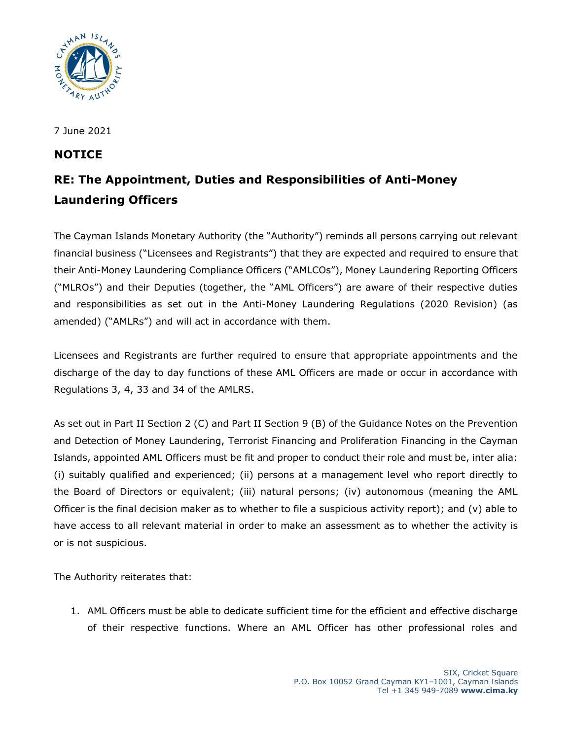7 June 2021

## NOTICE

## RE: The Appointment, Duties and Responsibilities of Anti-Money Laundering Officers

The Cayman Islands Monetary Authority (the "Authority") reminds all persons carrying out relevant financial business ("Licensees and Registrants") that they are expected and required to ensure that their Anti-Money Laundering Compliance Officers ("AMLCOs"), Money Laundering Reporting Officers ("MLROs") and their Deputies (together, the "AML Officers") are aware of their respective duties and responsibilities as set out in the Anti-Money Laundering Regulations (2020 Revision) (as amended) ("AMLRs") and will act in accordance with them.

Licensees and Registrants are further required to ensure that appropriate appointments and the discharge of the day to day functions of these AML Officers are made or occur in accordance with Regulations 3, 4, 33 and 34 of the AMLRS.

As set out in Part II Section 2 (C) and Part II Section 9 (B) of the Guidance Notes on the Prevention and Detection of Money Laundering, Terrorist Financing and Proliferation Financing in the Cayman Islands, appointed AML Officers must be fit and proper to conduct their role and must be, inter alia: (i) suitably qualified and experienced; (ii) persons at a management level who report directly to the Board of Directors or equivalent; (iii) natural persons; (iv) autonomous (meaning the AML Officer is the final decision maker as to whether to file a suspicious activity report); and (v) able to have access to all relevant material in order to make an assessment as to whether the activity is or is not suspicious.

The Authority reiterates that:

1. AML Officers must be able to dedicate sufficient time for the efficient and effective discharge of their respective functions. Where an AML Officer has other professional roles and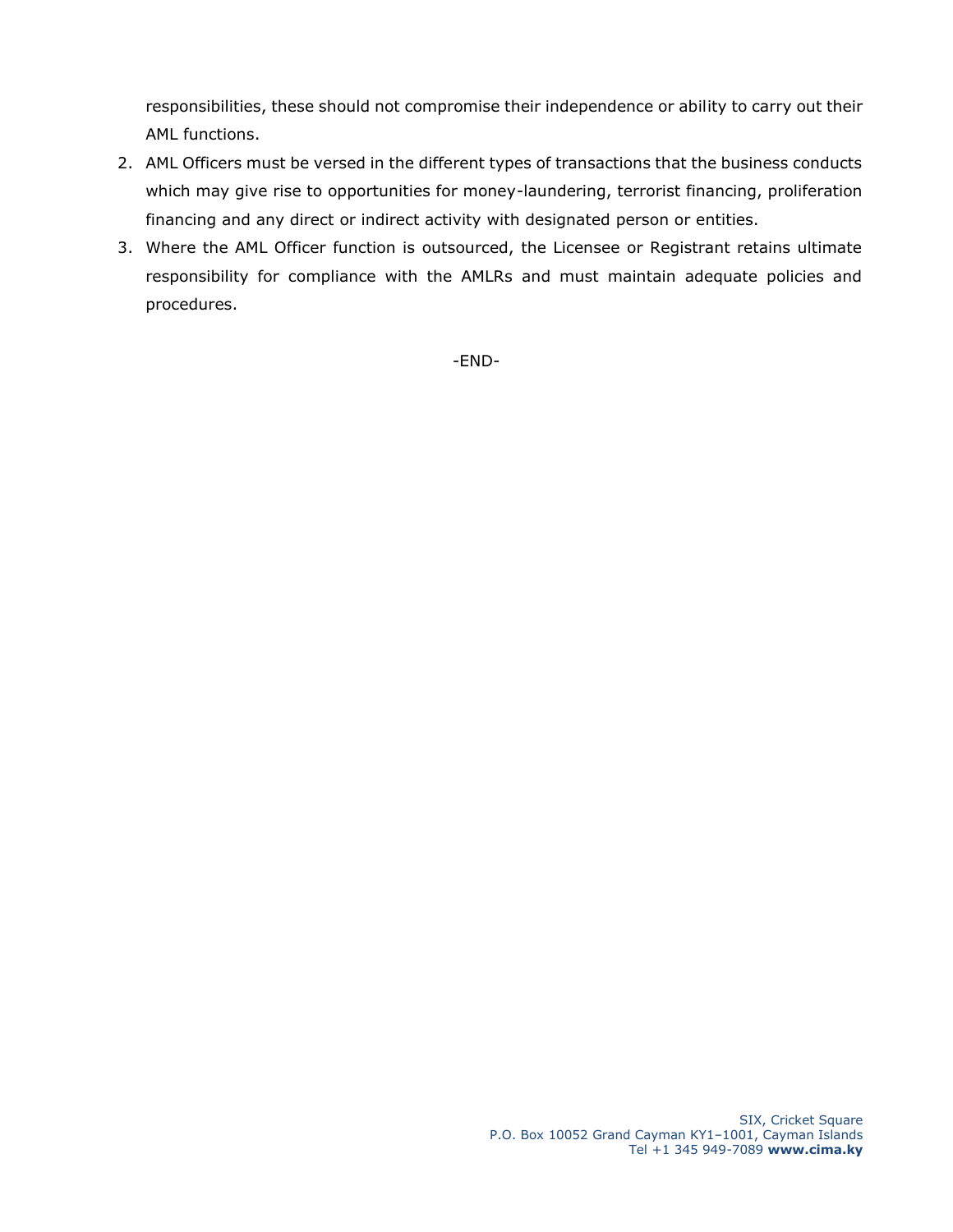responsibilities, these should not compromise their independence or ability to carry out their AML functions.

2. AML Officers must be versed in the different types of transactions that the business conducts which may give rise to opportunities for money-laundering, terrorist financing, proliferation financing and any direct or indirect activity with designated person or entities.
3. Where the AML Officer function is outsourced, the Licensee or Registrant retains ultimate responsibility for compliance with the AMLRs and must maintain adequate policies and procedures.

-END-

SIX, Cricket Square
P.O. Box 10052 Grand Cayman KY1–1001, Cayman Islands
Tel +1 345 949-7089 **www.cima.ky**